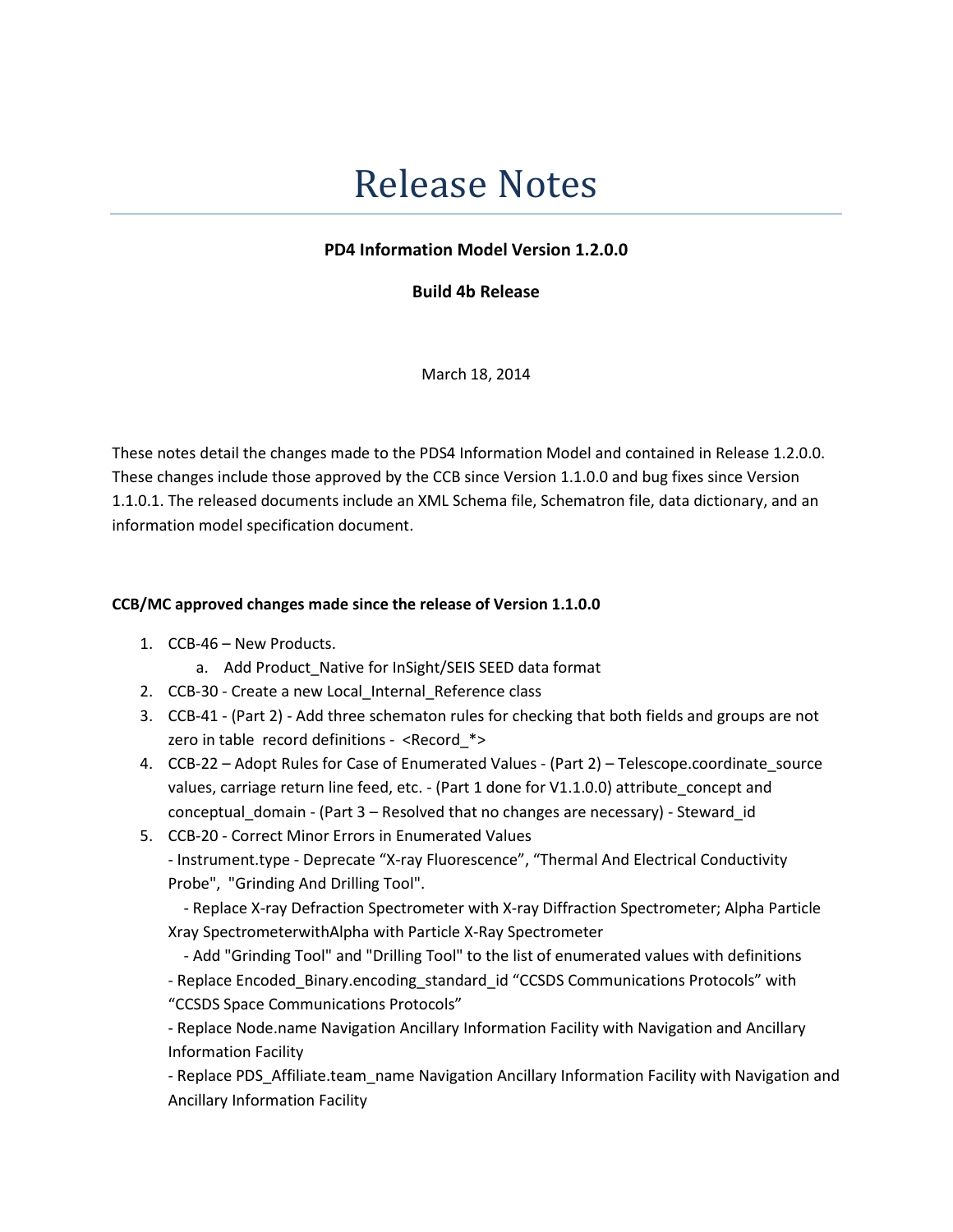# Release Notes

**PD4 Information Model Version 1.2.0.0**

**Build 4b Release**

March 18, 2014

These notes detail the changes made to the PDS4 Information Model and contained in Release 1.2.0.0. These changes include those approved by the CCB since Version 1.1.0.0 and bug fixes since Version 1.1.0.1. The released documents include an XML Schema file, Schematron file, data dictionary, and an information model specification document.

**CCB/MC approved changes made since the release of Version 1.1.0.0**

1. CCB-46 – New Products.
   a. Add Product_Native for InSight/SEIS SEED data format
2. CCB-30 - Create a new Local_Internal_Reference class
3. CCB-41 - (Part 2) - Add three schematon rules for checking that both fields and groups are not zero in table record definitions - <Record_*>
4. CCB-22 – Adopt Rules for Case of Enumerated Values - (Part 2) – Telescope.coordinate_source values, carriage return line feed, etc. - (Part 1 done for V1.1.0.0) attribute_concept and conceptual_domain - (Part 3 – Resolved that no changes are necessary) - Steward_id
5. CCB-20 - Correct Minor Errors in Enumerated Values
   - Instrument.type - Deprecate “X-ray Fluorescence”, “Thermal And Electrical Conductivity Probe", "Grinding And Drilling Tool".
   - Replace X-ray Defraction Spectrometer with X-ray Diffraction Spectrometer; Alpha Particle Xray SpectrometerwithAlpha with Particle X-Ray Spectrometer
   - Add "Grinding Tool" and "Drilling Tool" to the list of enumerated values with definitions
   - Replace Encoded_Binary.encoding_standard_id “CCSDS Communications Protocols” with “CCSDS Space Communications Protocols”
   - Replace Node.name Navigation Ancillary Information Facility with Navigation and Ancillary Information Facility
   - Replace PDS_Affiliate.team_name Navigation Ancillary Information Facility with Navigation and Ancillary Information Facility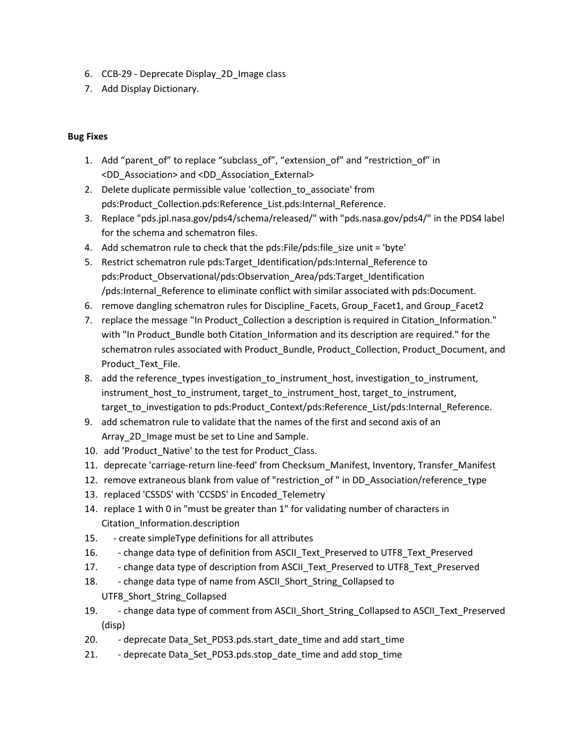6. CCB-29 - Deprecate Display_2D_Image class
7. Add Display Dictionary.

**Bug Fixes**

1. Add “parent_of” to replace “subclass_of”, “extension_of” and “restriction_of” in <DD_Association> and <DD_Association_External>
2. Delete duplicate permissible value 'collection_to_associate' from pds:Product_Collection.pds:Reference_List.pds:Internal_Reference.
3. Replace "pds.jpl.nasa.gov/pds4/schema/released/" with "pds.nasa.gov/pds4/" in the PDS4 label for the schema and schematron files.
4. Add schematron rule to check that the pds:File/pds:file_size unit = 'byte'
5. Restrict schematron rule pds:Target_Identification/pds:Internal_Reference to pds:Product_Observational/pds:Observation_Area/pds:Target_Identification /pds:Internal_Reference to eliminate conflict with similar associated with pds:Document.
6. remove dangling schematron rules for Discipline_Facets, Group_Facet1, and Group_Facet2
7. replace the message "In Product_Collection a description is required in Citation_Information." with "In Product_Bundle both Citation_Information and its description are required." for the schematron rules associated with Product_Bundle, Product_Collection, Product_Document, and Product_Text_File.
8. add the reference_types investigation_to_instrument_host, investigation_to_instrument, instrument_host_to_instrument, target_to_instrument_host, target_to_instrument, target_to_investigation to pds:Product_Context/pds:Reference_List/pds:Internal_Reference.
9. add schematron rule to validate that the names of the first and second axis of an Array_2D_Image must be set to Line and Sample.
10. add 'Product_Native' to the test for Product_Class.
11. deprecate 'carriage-return line-feed' from Checksum_Manifest, Inventory, Transfer_Manifest
12. remove extraneous blank from value of "restriction_of " in DD_Association/reference_type
13. replaced 'CSSDS' with 'CCSDS' in Encoded_Telemetry
14. replace 1 with 0 in "must be greater than 1" for validating number of characters in Citation_Information.description
15. - create simpleType definitions for all attributes
16. - change data type of definition from ASCII_Text_Preserved to UTF8_Text_Preserved
17. - change data type of description from ASCII_Text_Preserved to UTF8_Text_Preserved
18. - change data type of name from ASCII_Short_String_Collapsed to UTF8_Short_String_Collapsed
19. - change data type of comment from ASCII_Short_String_Collapsed to ASCII_Text_Preserved (disp)
20. - deprecate Data_Set_PDS3.pds.start_date_time and add start_time
21. - deprecate Data_Set_PDS3.pds.stop_date_time and add stop_time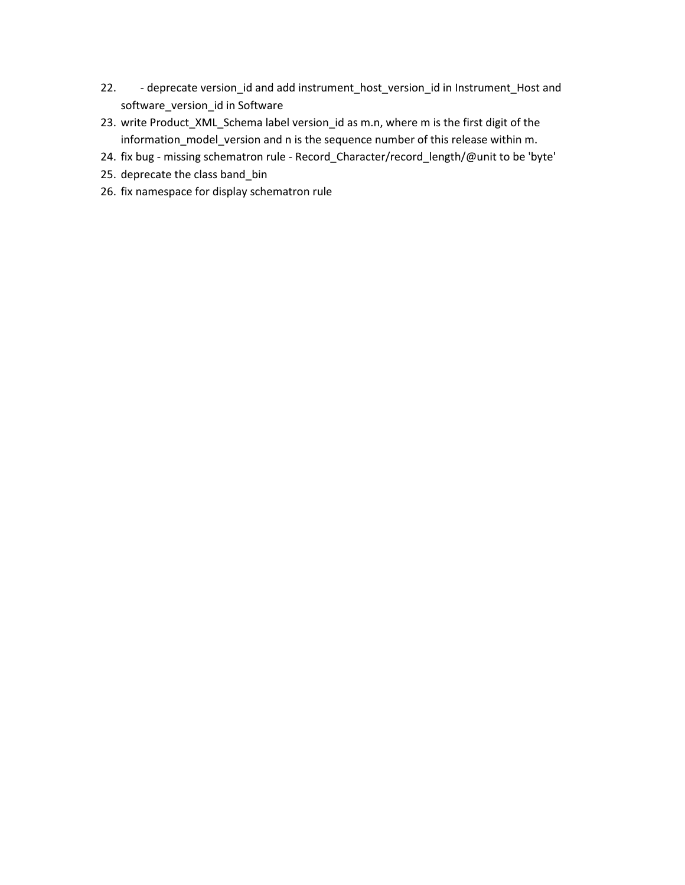22. - deprecate version_id and add instrument_host_version_id in Instrument_Host and software_version_id in Software
23. write Product_XML_Schema label version_id as m.n, where m is the first digit of the information_model_version and n is the sequence number of this release within m.
24. fix bug - missing schematron rule - Record_Character/record_length/@unit to be 'byte'
25. deprecate the class band_bin
26. fix namespace for display schematron rule